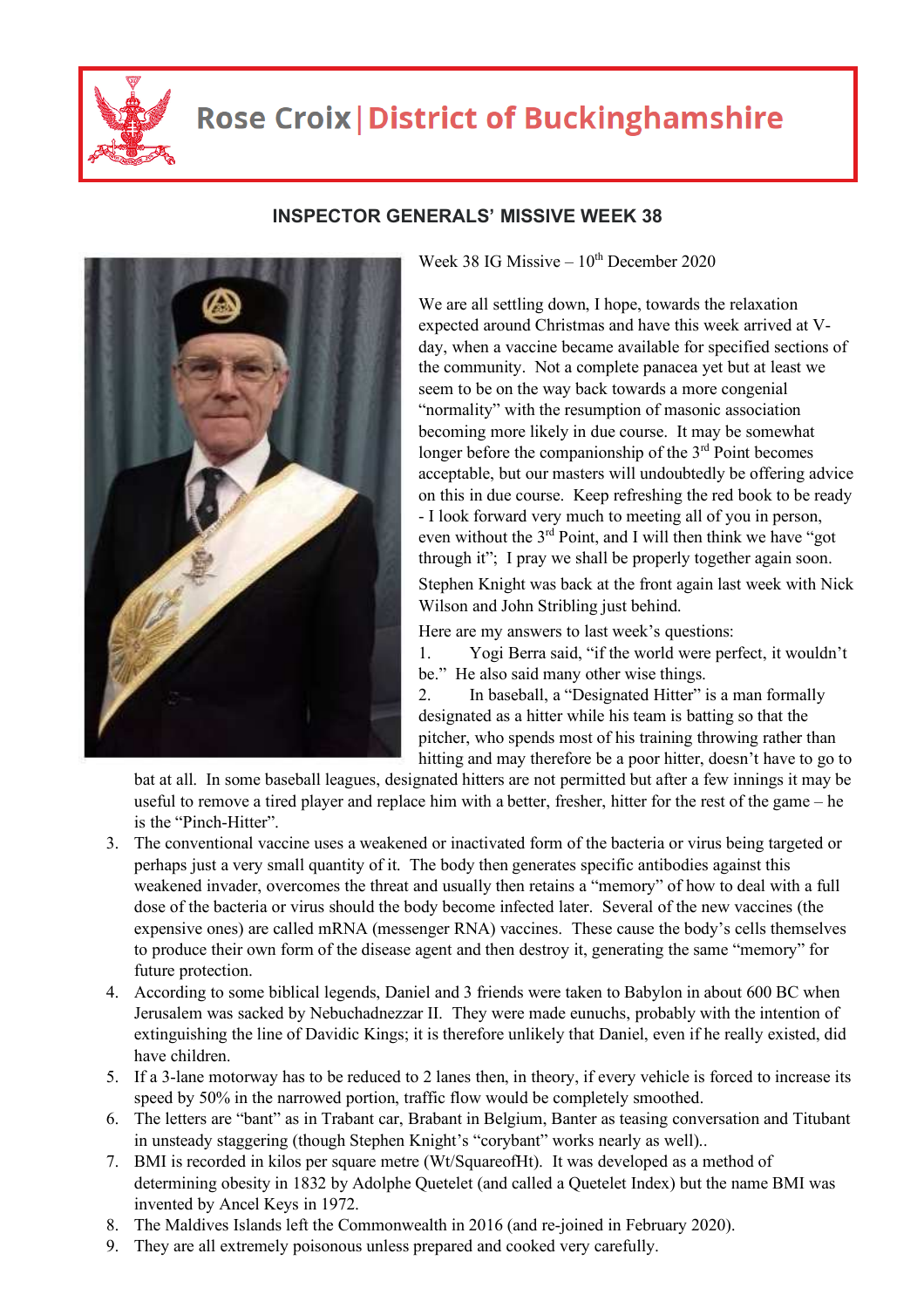# Rose Croix | District of Buckinghamshire

## INSPECTOR GENERALS' MISSIVE WEEK 38

Week 38 IG Missive – 10th December 2020

We are all settling down, I hope, towards the relaxation expected around Christmas and have this week arrived at V-day, when a vaccine became available for specified sections of the community. Not a complete panacea yet but at least we seem to be on the way back towards a more congenial "normality" with the resumption of masonic association becoming more likely in due course. It may be somewhat longer before the companionship of the 3rd Point becomes acceptable, but our masters will undoubtedly be offering advice on this in due course. Keep refreshing the red book to be ready - I look forward very much to meeting all of you in person, even without the 3rd Point, and I will then think we have "got through it"; I pray we shall be properly together again soon.

Stephen Knight was back at the front again last week with Nick Wilson and John Stribling just behind.

Here are my answers to last week's questions:

1. Yogi Berra said, "if the world were perfect, it wouldn't be." He also said many other wise things.
2. In baseball, a "Designated Hitter" is a man formally designated as a hitter while his team is batting so that the pitcher, who spends most of his training throwing rather than hitting and may therefore be a poor hitter, doesn't have to go to bat at all. In some baseball leagues, designated hitters are not permitted but after a few innings it may be useful to remove a tired player and replace him with a better, fresher, hitter for the rest of the game – he is the "Pinch-Hitter".
3. The conventional vaccine uses a weakened or inactivated form of the bacteria or virus being targeted or perhaps just a very small quantity of it. The body then generates specific antibodies against this weakened invader, overcomes the threat and usually then retains a "memory" of how to deal with a full dose of the bacteria or virus should the body become infected later. Several of the new vaccines (the expensive ones) are called mRNA (messenger RNA) vaccines. These cause the body's cells themselves to produce their own form of the disease agent and then destroy it, generating the same "memory" for future protection.
4. According to some biblical legends, Daniel and 3 friends were taken to Babylon in about 600 BC when Jerusalem was sacked by Nebuchadnezzar II. They were made eunuchs, probably with the intention of extinguishing the line of Davidic Kings; it is therefore unlikely that Daniel, even if he really existed, did have children.
5. If a 3-lane motorway has to be reduced to 2 lanes then, in theory, if every vehicle is forced to increase its speed by 50% in the narrowed portion, traffic flow would be completely smoothed.
6. The letters are "bant" as in Trabant car, Brabant in Belgium, Banter as teasing conversation and Titubant in unsteady staggering (though Stephen Knight's "corybant" works nearly as well)..
7. BMI is recorded in kilos per square metre (Wt/SquareofHt). It was developed as a method of determining obesity in 1832 by Adolphe Quetelet (and called a Quetelet Index) but the name BMI was invented by Ancel Keys in 1972.
8. The Maldives Islands left the Commonwealth in 2016 (and re-joined in February 2020).
9. They are all extremely poisonous unless prepared and cooked very carefully.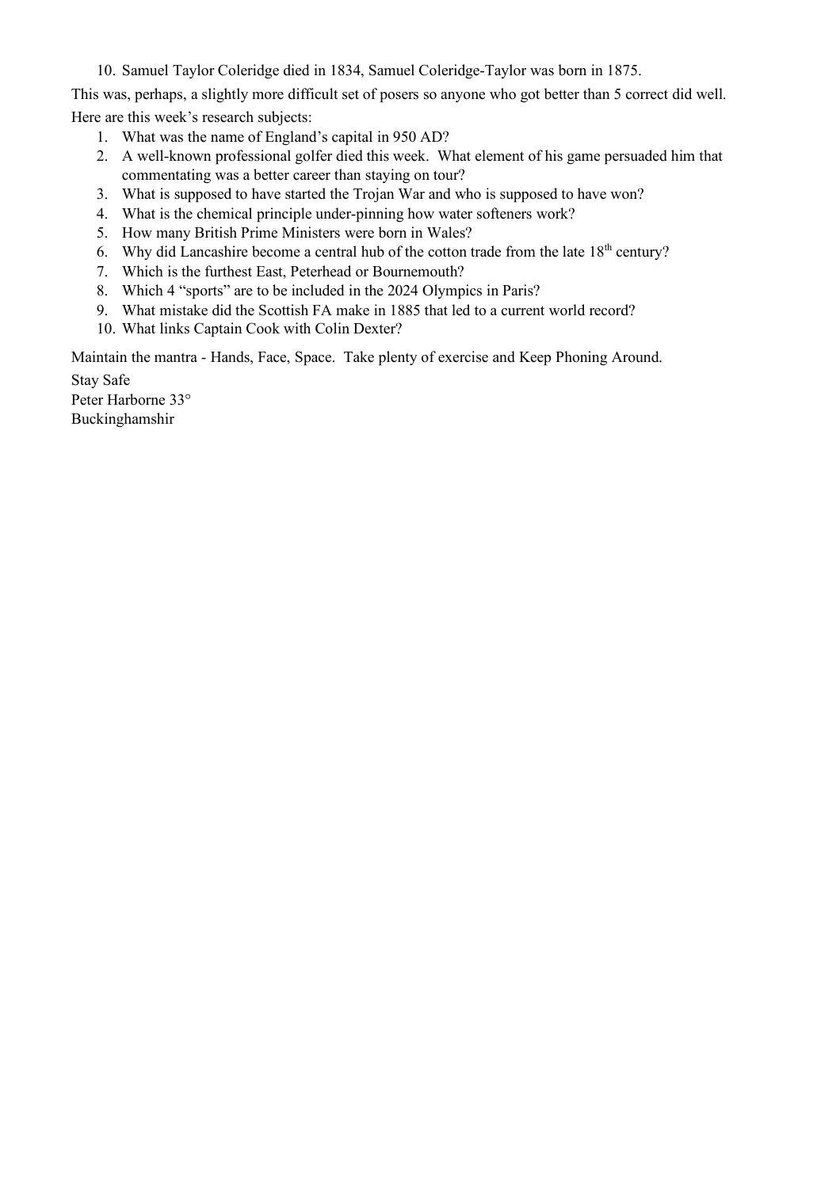10. Samuel Taylor Coleridge died in 1834, Samuel Coleridge-Taylor was born in 1875.

This was, perhaps, a slightly more difficult set of posers so anyone who got better than 5 correct did well.

Here are this week's research subjects:

1. What was the name of England's capital in 950 AD?
2. A well-known professional golfer died this week. What element of his game persuaded him that commentating was a better career than staying on tour?
3. What is supposed to have started the Trojan War and who is supposed to have won?
4. What is the chemical principle under-pinning how water softeners work?
5. How many British Prime Ministers were born in Wales?
6. Why did Lancashire become a central hub of the cotton trade from the late 18th century?
7. Which is the furthest East, Peterhead or Bournemouth?
8. Which 4 "sports" are to be included in the 2024 Olympics in Paris?
9. What mistake did the Scottish FA make in 1885 that led to a current world record?
10. What links Captain Cook with Colin Dexter?

Maintain the mantra - Hands, Face, Space. Take plenty of exercise and Keep Phoning Around.

Stay Safe

Peter Harborne 33°

Buckinghamshir